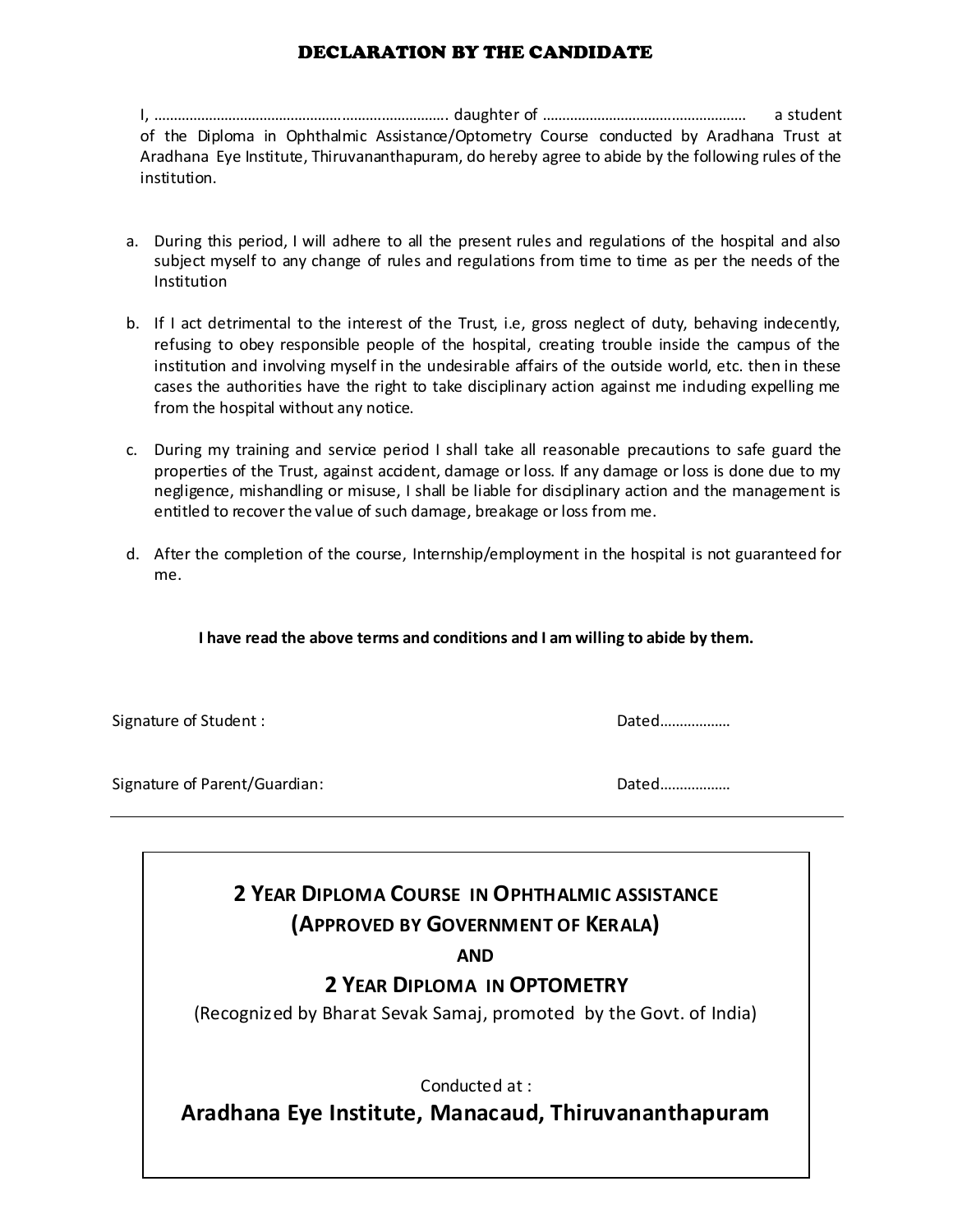# DECLARATION BY THE CANDIDATE

I, ………………………………………………………………. daughter of …………………………………………… a student of the Diploma in Ophthalmic Assistance/Optometry Course conducted by Aradhana Trust at Aradhana Eye Institute, Thiruvananthapuram, do hereby agree to abide by the following rules of the institution.

a. During this period, I will adhere to all the present rules and regulations of the hospital and also subject myself to any change of rules and regulations from time to time as per the needs of the Institution

b. If I act detrimental to the interest of the Trust, i.e, gross neglect of duty, behaving indecently, refusing to obey responsible people of the hospital, creating trouble inside the campus of the institution and involving myself in the undesirable affairs of the outside world, etc. then in these cases the authorities have the right to take disciplinary action against me including expelling me from the hospital without any notice.

c. During my training and service period I shall take all reasonable precautions to safe guard the properties of the Trust, against accident, damage or loss. If any damage or loss is done due to my negligence, mishandling or misuse, I shall be liable for disciplinary action and the management is entitled to recover the value of such damage, breakage or loss from me.

d. After the completion of the course, Internship/employment in the hospital is not guaranteed for me.

**I have read the above terms and conditions and I am willing to abide by them.**

Signature of Student : Dated………………

Signature of Parent/Guardian: Dated………………

---

## 2 YEAR DIPLOMA COURSE IN OPHTHALMIC ASSISTANCE (APPROVED BY GOVERNMENT OF KERALA)

**AND**

## 2 YEAR DIPLOMA IN OPTOMETRY

(Recognized by Bharat Sevak Samaj, promoted by the Govt. of India)

Conducted at :

## Aradhana Eye Institute, Manacaud, Thiruvananthapuram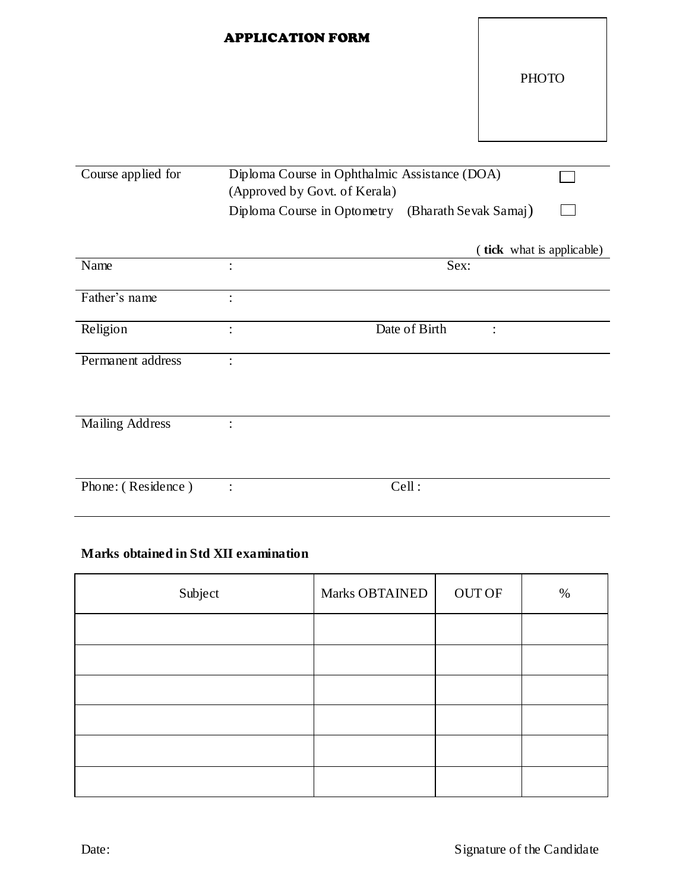# APPLICATION FORM

PHOTO

| | | |
|---|---|---|
| Course applied for | Diploma Course in Ophthalmic Assistance (DOA) (Approved by Govt. of Kerala) | ☐ |
| | Diploma Course in Optometry (Bharath Sevak Samaj) | ☐ |

( **tick** what is applicable)

| | | | |
|---|---|---|---|
| Name | : | Sex: | |
| Father's name | : | | |
| Religion | : | Date of Birth | : |
| Permanent address | : | | |
| Mailing Address | : | | |
| Phone: ( Residence ) | : | Cell : | |

**Marks obtained in Std XII examination**

| Subject | Marks OBTAINED | OUT OF | % |
|---|---|---|---|
| | | | |
| | | | |
| | | | |
| | | | |
| | | | |
| | | | |

Date:

Signature of the Candidate